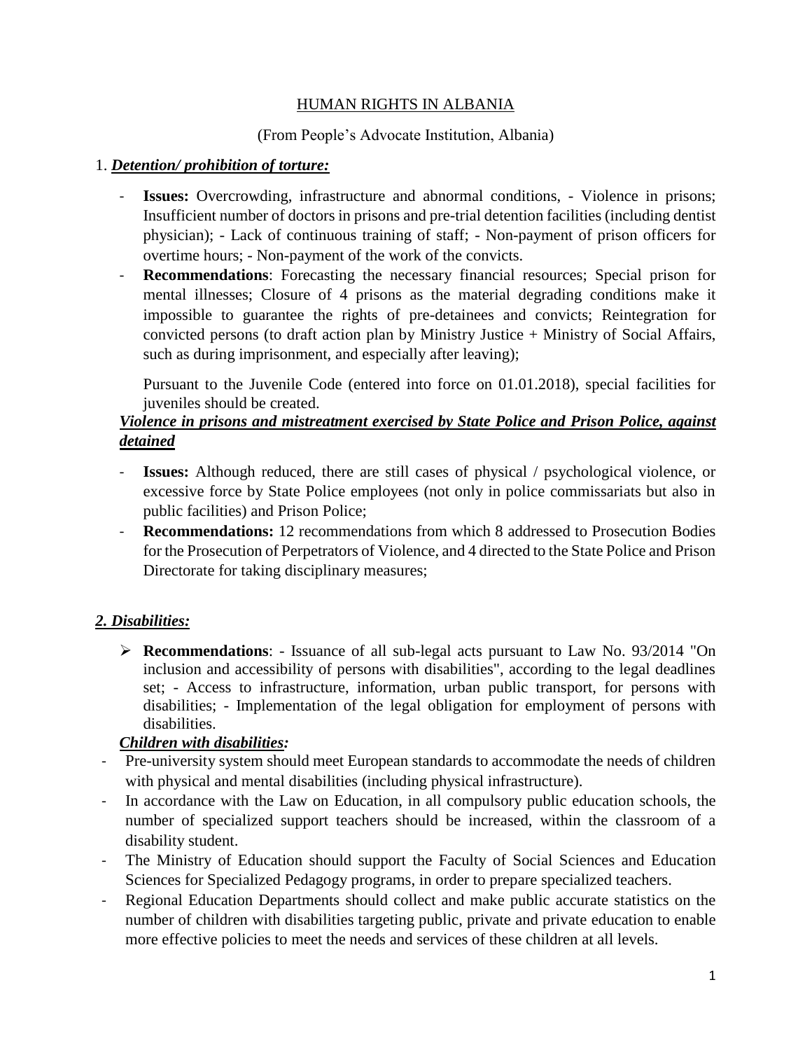# HUMAN RIGHTS IN ALBANIA

(From People's Advocate Institution, Albania)

## 1. *Detention/ prohibition of torture:*

- **Issues:** Overcrowding, infrastructure and abnormal conditions, - Violence in prisons; Insufficient number of doctors in prisons and pre-trial detention facilities (including dentist physician); - Lack of continuous training of staff; - Non-payment of prison officers for overtime hours; - Non-payment of the work of the convicts.
- **Recommendations**: Forecasting the necessary financial resources; Special prison for mental illnesses; Closure of 4 prisons as the material degrading conditions make it impossible to guarantee the rights of pre-detainees and convicts; Reintegration for convicted persons (to draft action plan by Ministry Justice + Ministry of Social Affairs, such as during imprisonment, and especially after leaving);

  Pursuant to the Juvenile Code (entered into force on 01.01.2018), special facilities for juveniles should be created.

### *Violence in prisons and mistreatment exercised by State Police and Prison Police, against detained*

- **Issues:** Although reduced, there are still cases of physical / psychological violence, or excessive force by State Police employees (not only in police commissariats but also in public facilities) and Prison Police;
- **Recommendations:** 12 recommendations from which 8 addressed to Prosecution Bodies for the Prosecution of Perpetrators of Violence, and 4 directed to the State Police and Prison Directorate for taking disciplinary measures;

## *2. Disabilities:*

- **Recommendations**: - Issuance of all sub-legal acts pursuant to Law No. 93/2014 "On inclusion and accessibility of persons with disabilities", according to the legal deadlines set; - Access to infrastructure, information, urban public transport, for persons with disabilities; - Implementation of the legal obligation for employment of persons with disabilities.

### *Children with disabilities:*

- Pre-university system should meet European standards to accommodate the needs of children with physical and mental disabilities (including physical infrastructure).
- In accordance with the Law on Education, in all compulsory public education schools, the number of specialized support teachers should be increased, within the classroom of a disability student.
- The Ministry of Education should support the Faculty of Social Sciences and Education Sciences for Specialized Pedagogy programs, in order to prepare specialized teachers.
- Regional Education Departments should collect and make public accurate statistics on the number of children with disabilities targeting public, private and private education to enable more effective policies to meet the needs and services of these children at all levels.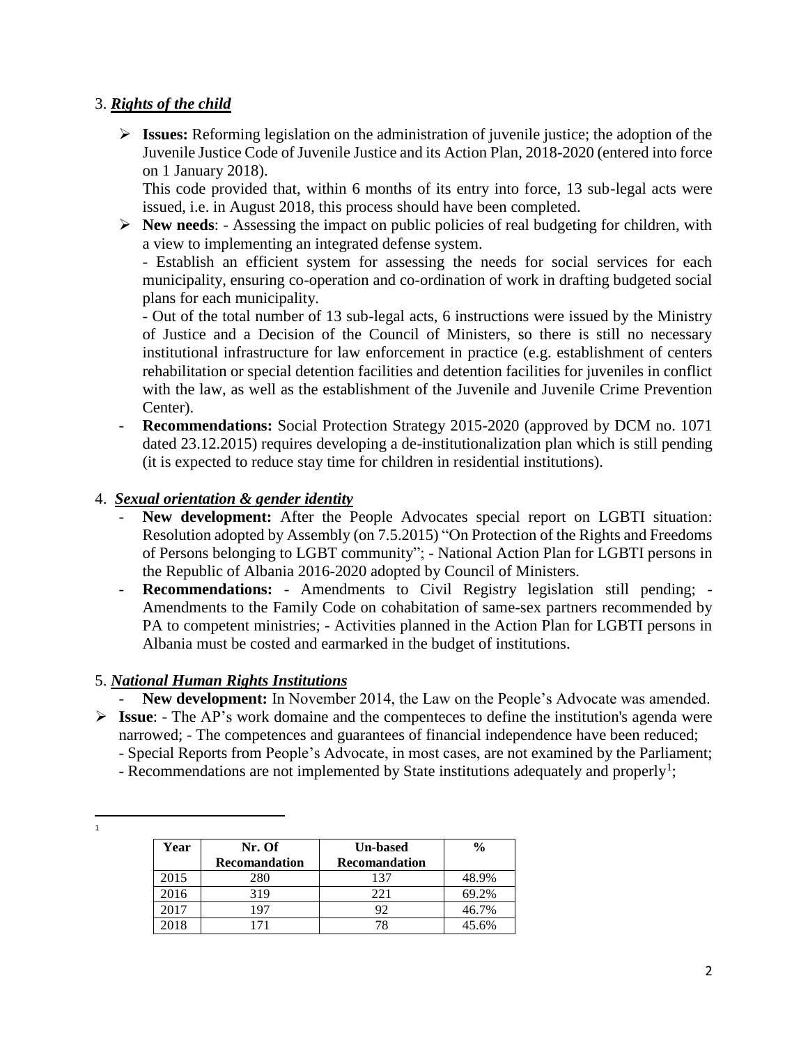3. ***Rights of the child***

- **Issues:** Reforming legislation on the administration of juvenile justice; the adoption of the Juvenile Justice Code of Juvenile Justice and its Action Plan, 2018-2020 (entered into force on 1 January 2018).

  This code provided that, within 6 months of its entry into force, 13 sub-legal acts were issued, i.e. in August 2018, this process should have been completed.
- **New needs**: - Assessing the impact on public policies of real budgeting for children, with a view to implementing an integrated defense system.

  - Establish an efficient system for assessing the needs for social services for each municipality, ensuring co-operation and co-ordination of work in drafting budgeted social plans for each municipality.

  - Out of the total number of 13 sub-legal acts, 6 instructions were issued by the Ministry of Justice and a Decision of the Council of Ministers, so there is still no necessary institutional infrastructure for law enforcement in practice (e.g. establishment of centers rehabilitation or special detention facilities and detention facilities for juveniles in conflict with the law, as well as the establishment of the Juvenile and Juvenile Crime Prevention Center).
- **Recommendations:** Social Protection Strategy 2015-2020 (approved by DCM no. 1071 dated 23.12.2015) requires developing a de-institutionalization plan which is still pending (it is expected to reduce stay time for children in residential institutions).

4. ***Sexual orientation & gender identity***

- **New development:** After the People Advocates special report on LGBTI situation: Resolution adopted by Assembly (on 7.5.2015) "On Protection of the Rights and Freedoms of Persons belonging to LGBT community"; - National Action Plan for LGBTI persons in the Republic of Albania 2016-2020 adopted by Council of Ministers.
- **Recommendations:** - Amendments to Civil Registry legislation still pending; - Amendments to the Family Code on cohabitation of same-sex partners recommended by PA to competent ministries; - Activities planned in the Action Plan for LGBTI persons in Albania must be costed and earmarked in the budget of institutions.

5. ***National Human Rights Institutions***

- **New development:** In November 2014, the Law on the People's Advocate was amended.
- **Issue**: - The AP's work domaine and the compenteces to define the institution's agenda were narrowed; - The competences and guarantees of financial independence have been reduced;
  - Special Reports from People's Advocate, in most cases, are not examined by the Parliament;
  - Recommendations are not implemented by State institutions adequately and properly[1];

---

[1]

| Year | Nr. Of Recomandation | Un-based Recomandation | % |
|---|---|---|---|
| 2015 | 280 | 137 | 48.9% |
| 2016 | 319 | 221 | 69.2% |
| 2017 | 197 | 92 | 46.7% |
| 2018 | 171 | 78 | 45.6% |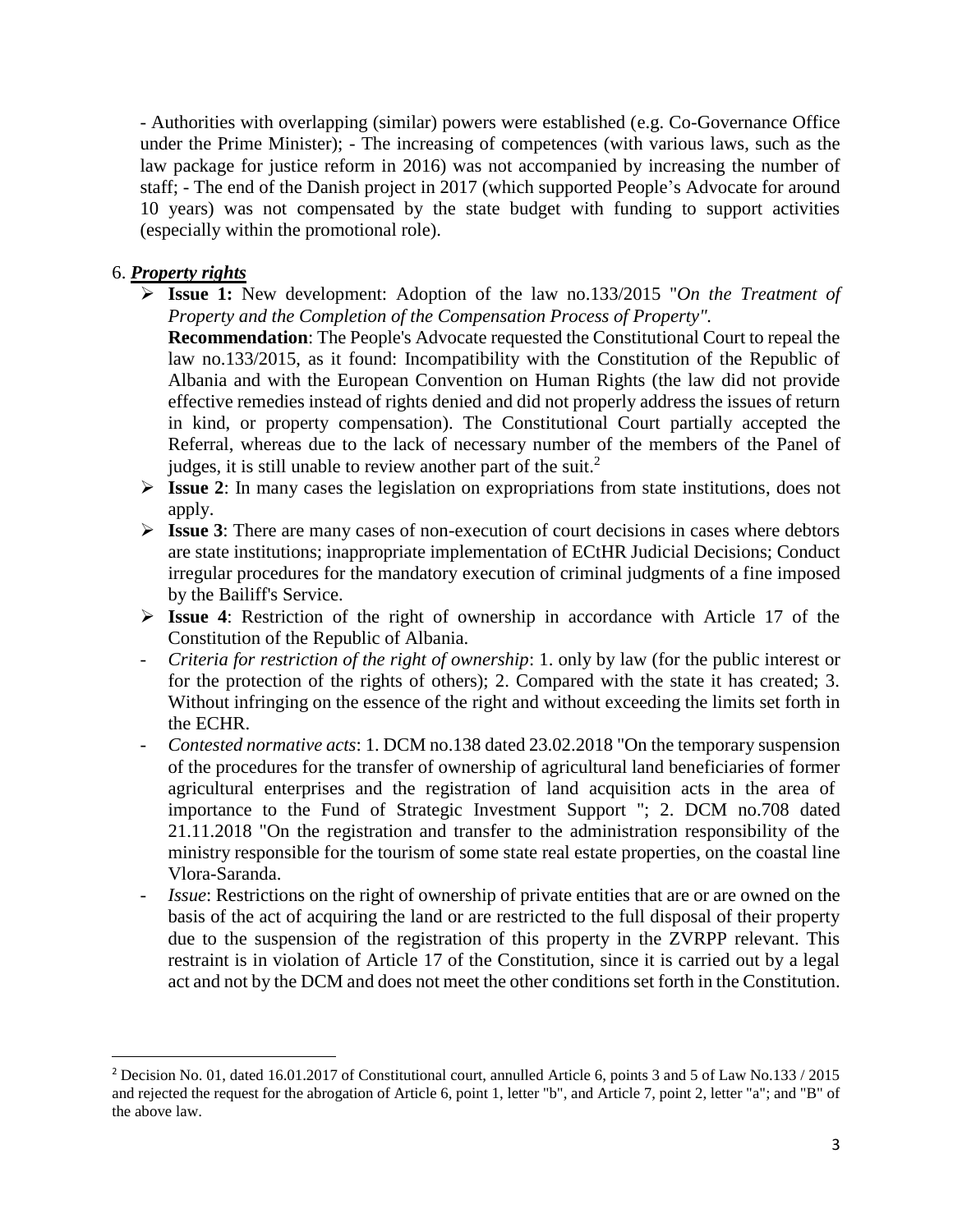- Authorities with overlapping (similar) powers were established (e.g. Co-Governance Office under the Prime Minister); - The increasing of competences (with various laws, such as the law package for justice reform in 2016) was not accompanied by increasing the number of staff; - The end of the Danish project in 2017 (which supported People's Advocate for around 10 years) was not compensated by the state budget with funding to support activities (especially within the promotional role).

6. ***Property rights***

- **Issue 1:** New development: Adoption of the law no.133/2015 "*On the Treatment of Property and the Completion of the Compensation Process of Property".*
  **Recommendation**: The People's Advocate requested the Constitutional Court to repeal the law no.133/2015, as it found: Incompatibility with the Constitution of the Republic of Albania and with the European Convention on Human Rights (the law did not provide effective remedies instead of rights denied and did not properly address the issues of return in kind, or property compensation). The Constitutional Court partially accepted the Referral, whereas due to the lack of necessary number of the members of the Panel of judges, it is still unable to review another part of the suit.[2]
- **Issue 2**: In many cases the legislation on expropriations from state institutions, does not apply.
- **Issue 3**: There are many cases of non-execution of court decisions in cases where debtors are state institutions; inappropriate implementation of ECtHR Judicial Decisions; Conduct irregular procedures for the mandatory execution of criminal judgments of a fine imposed by the Bailiff's Service.
- **Issue 4**: Restriction of the right of ownership in accordance with Article 17 of the Constitution of the Republic of Albania.

- *Criteria for restriction of the right of ownership*: 1. only by law (for the public interest or for the protection of the rights of others); 2. Compared with the state it has created; 3. Without infringing on the essence of the right and without exceeding the limits set forth in the ECHR.
- *Contested normative acts*: 1. DCM no.138 dated 23.02.2018 "On the temporary suspension of the procedures for the transfer of ownership of agricultural land beneficiaries of former agricultural enterprises and the registration of land acquisition acts in the area of importance to the Fund of Strategic Investment Support "; 2. DCM no.708 dated 21.11.2018 "On the registration and transfer to the administration responsibility of the ministry responsible for the tourism of some state real estate properties, on the coastal line Vlora-Saranda.
- *Issue*: Restrictions on the right of ownership of private entities that are or are owned on the basis of the act of acquiring the land or are restricted to the full disposal of their property due to the suspension of the registration of this property in the ZVRPP relevant. This restraint is in violation of Article 17 of the Constitution, since it is carried out by a legal act and not by the DCM and does not meet the other conditions set forth in the Constitution.

---

[2] Decision No. 01, dated 16.01.2017 of Constitutional court, annulled Article 6, points 3 and 5 of Law No.133 / 2015 and rejected the request for the abrogation of Article 6, point 1, letter "b", and Article 7, point 2, letter "a"; and "B" of the above law.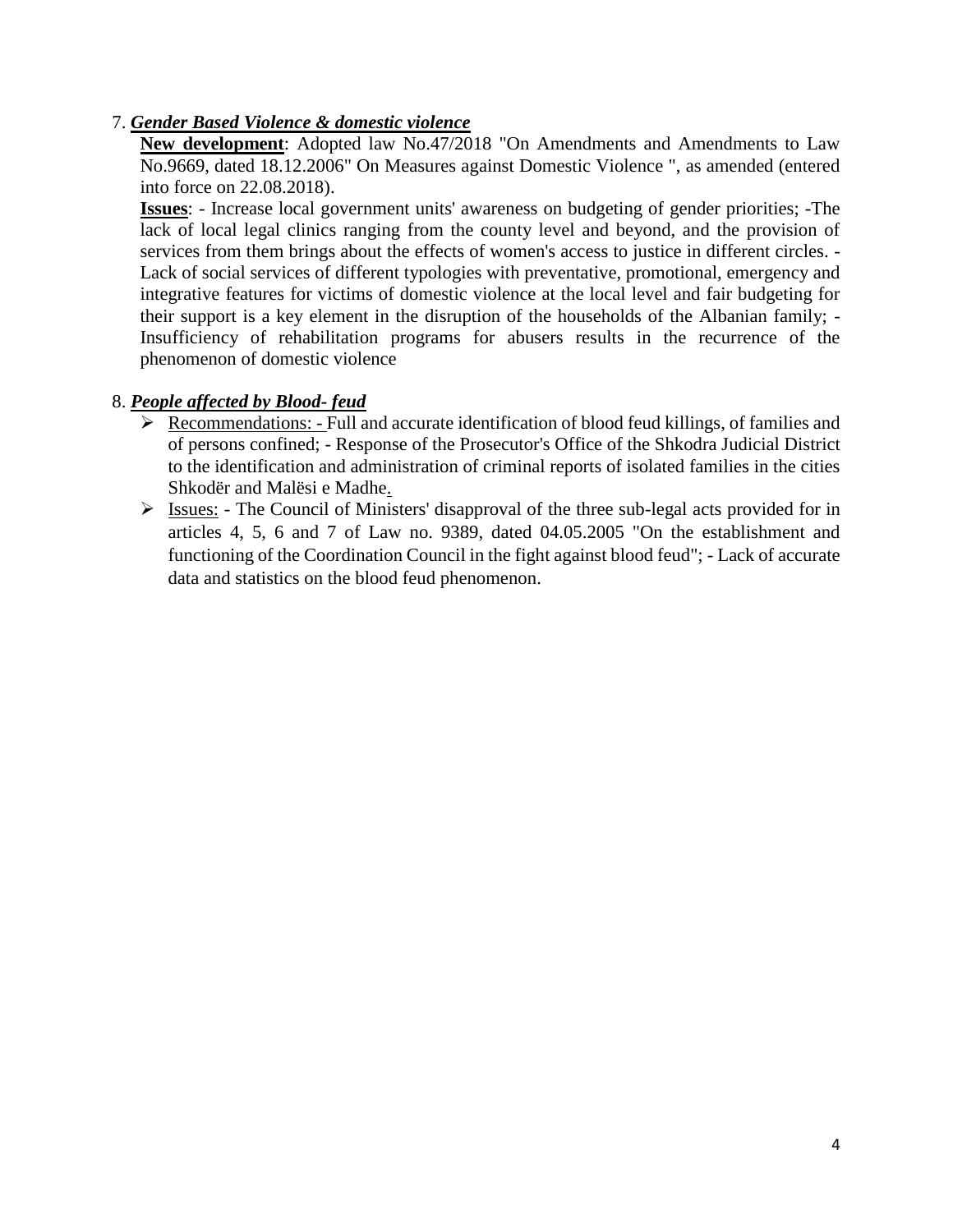7. ***Gender Based Violence & domestic violence***

**New development**: Adopted law No.47/2018 "On Amendments and Amendments to Law No.9669, dated 18.12.2006" On Measures against Domestic Violence ", as amended (entered into force on 22.08.2018).

**Issues**: - Increase local government units' awareness on budgeting of gender priorities; -The lack of local legal clinics ranging from the county level and beyond, and the provision of services from them brings about the effects of women's access to justice in different circles. - Lack of social services of different typologies with preventative, promotional, emergency and integrative features for victims of domestic violence at the local level and fair budgeting for their support is a key element in the disruption of the households of the Albanian family; - Insufficiency of rehabilitation programs for abusers results in the recurrence of the phenomenon of domestic violence

8. ***People affected by Blood- feud***

- Recommendations: - Full and accurate identification of blood feud killings, of families and of persons confined; - Response of the Prosecutor's Office of the Shkodra Judicial District to the identification and administration of criminal reports of isolated families in the cities Shkodër and Malësi e Madhe.
- Issues: - The Council of Ministers' disapproval of the three sub-legal acts provided for in articles 4, 5, 6 and 7 of Law no. 9389, dated 04.05.2005 "On the establishment and functioning of the Coordination Council in the fight against blood feud"; - Lack of accurate data and statistics on the blood feud phenomenon.